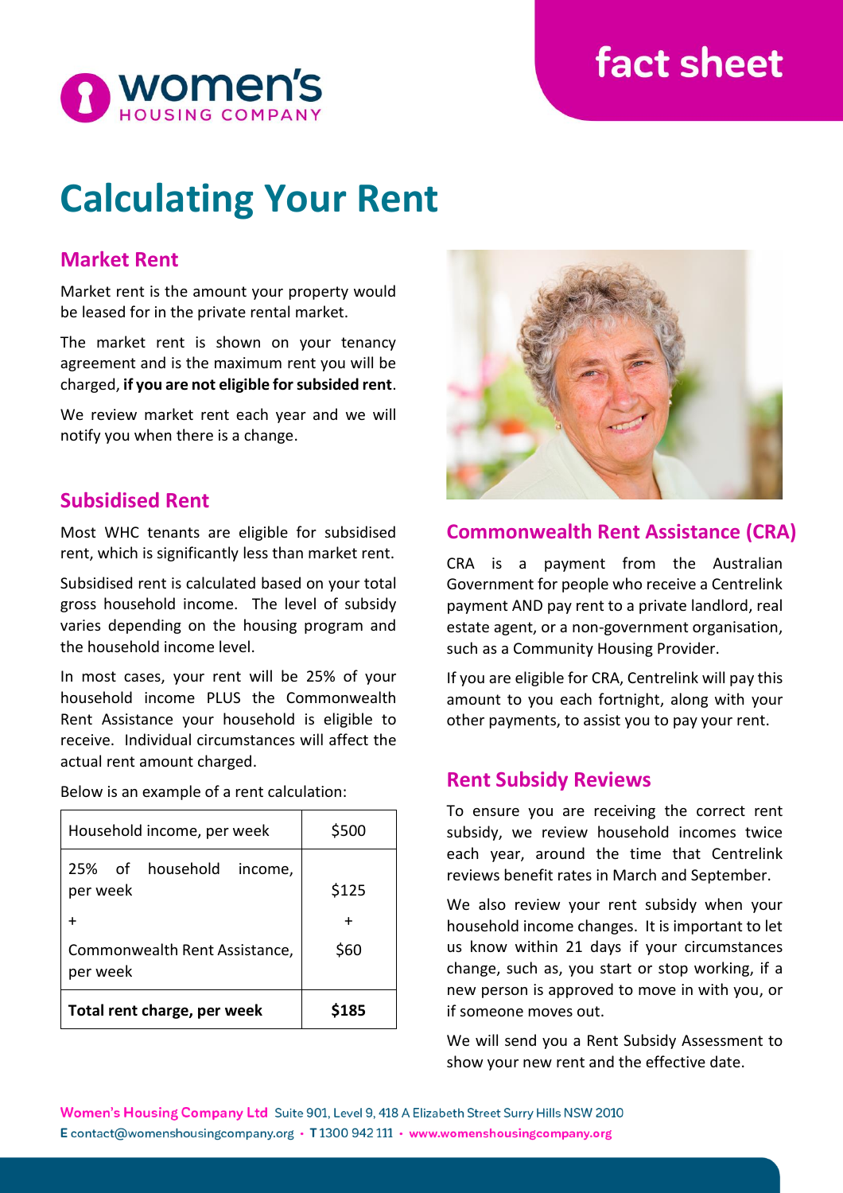fact sheet

# Calculating Your Rent

## Market Rent

Market rent is the amount your property would be leased for in the private rental market.

The market rent is shown on your tenancy agreement and is the maximum rent you will be charged, **if you are not eligible for subsided rent**.

We review market rent each year and we will notify you when there is a change.

## Subsidised Rent

Most WHC tenants are eligible for subsidised rent, which is significantly less than market rent.

Subsidised rent is calculated based on your total gross household income. The level of subsidy varies depending on the housing program and the household income level.

In most cases, your rent will be 25% of your household income PLUS the Commonwealth Rent Assistance your household is eligible to receive. Individual circumstances will affect the actual rent amount charged.

Below is an example of a rent calculation:

| Household income, per week | $500 |
|---|---|
| 25% of household income, per week<br>+<br>Commonwealth Rent Assistance, per week | $125<br>+<br>$60 |
| **Total rent charge, per week** | **$185** |

## Commonwealth Rent Assistance (CRA)

CRA is a payment from the Australian Government for people who receive a Centrelink payment AND pay rent to a private landlord, real estate agent, or a non-government organisation, such as a Community Housing Provider.

If you are eligible for CRA, Centrelink will pay this amount to you each fortnight, along with your other payments, to assist you to pay your rent.

## Rent Subsidy Reviews

To ensure you are receiving the correct rent subsidy, we review household incomes twice each year, around the time that Centrelink reviews benefit rates in March and September.

We also review your rent subsidy when your household income changes. It is important to let us know within 21 days if your circumstances change, such as, you start or stop working, if a new person is approved to move in with you, or if someone moves out.

We will send you a Rent Subsidy Assessment to show your new rent and the effective date.

**Women's Housing Company Ltd** Suite 901, Level 9, 418 A Elizabeth Street Surry Hills NSW 2010
E contact@womenshousingcompany.org • T 1300 942 111 • www.womenshousingcompany.org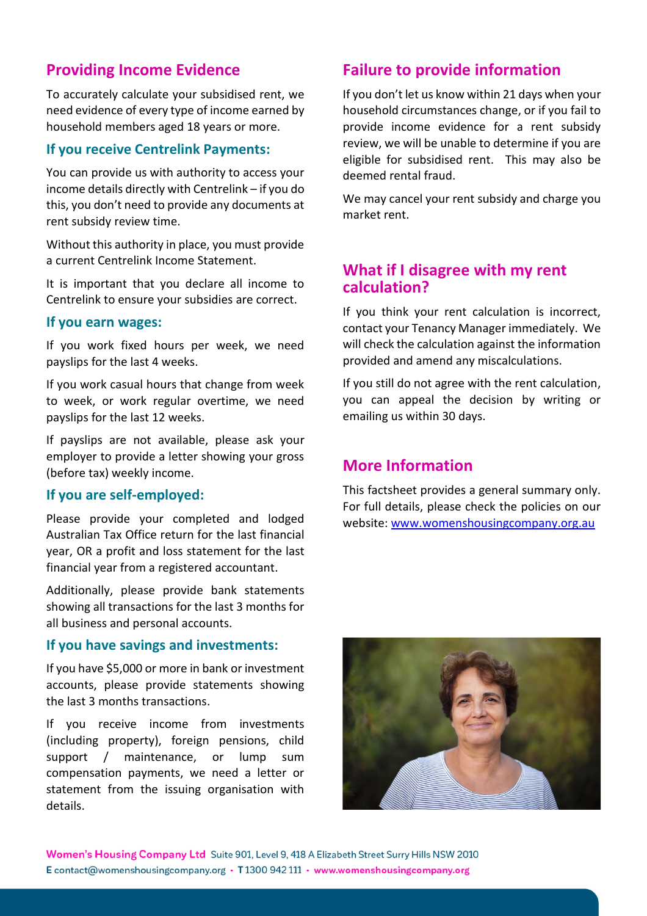## Providing Income Evidence

To accurately calculate your subsidised rent, we need evidence of every type of income earned by household members aged 18 years or more.

### If you receive Centrelink Payments:

You can provide us with authority to access your income details directly with Centrelink – if you do this, you don't need to provide any documents at rent subsidy review time.

Without this authority in place, you must provide a current Centrelink Income Statement.

It is important that you declare all income to Centrelink to ensure your subsidies are correct.

### If you earn wages:

If you work fixed hours per week, we need payslips for the last 4 weeks.

If you work casual hours that change from week to week, or work regular overtime, we need payslips for the last 12 weeks.

If payslips are not available, please ask your employer to provide a letter showing your gross (before tax) weekly income.

### If you are self-employed:

Please provide your completed and lodged Australian Tax Office return for the last financial year, OR a profit and loss statement for the last financial year from a registered accountant.

Additionally, please provide bank statements showing all transactions for the last 3 months for all business and personal accounts.

### If you have savings and investments:

If you have $5,000 or more in bank or investment accounts, please provide statements showing the last 3 months transactions.

If you receive income from investments (including property), foreign pensions, child support / maintenance, or lump sum compensation payments, we need a letter or statement from the issuing organisation with details.

## Failure to provide information

If you don't let us know within 21 days when your household circumstances change, or if you fail to provide income evidence for a rent subsidy review, we will be unable to determine if you are eligible for subsidised rent. This may also be deemed rental fraud.

We may cancel your rent subsidy and charge you market rent.

## What if I disagree with my rent calculation?

If you think your rent calculation is incorrect, contact your Tenancy Manager immediately. We will check the calculation against the information provided and amend any miscalculations.

If you still do not agree with the rent calculation, you can appeal the decision by writing or emailing us within 30 days.

## More Information

This factsheet provides a general summary only. For full details, please check the policies on our website: [www.womenshousingcompany.org.au](http://www.womenshousingcompany.org.au)

**Women's Housing Company Ltd** Suite 901, Level 9, 418 A Elizabeth Street Surry Hills NSW 2010
**E** contact@womenshousingcompany.org • **T** 1300 942 111 • www.womenshousingcompany.org